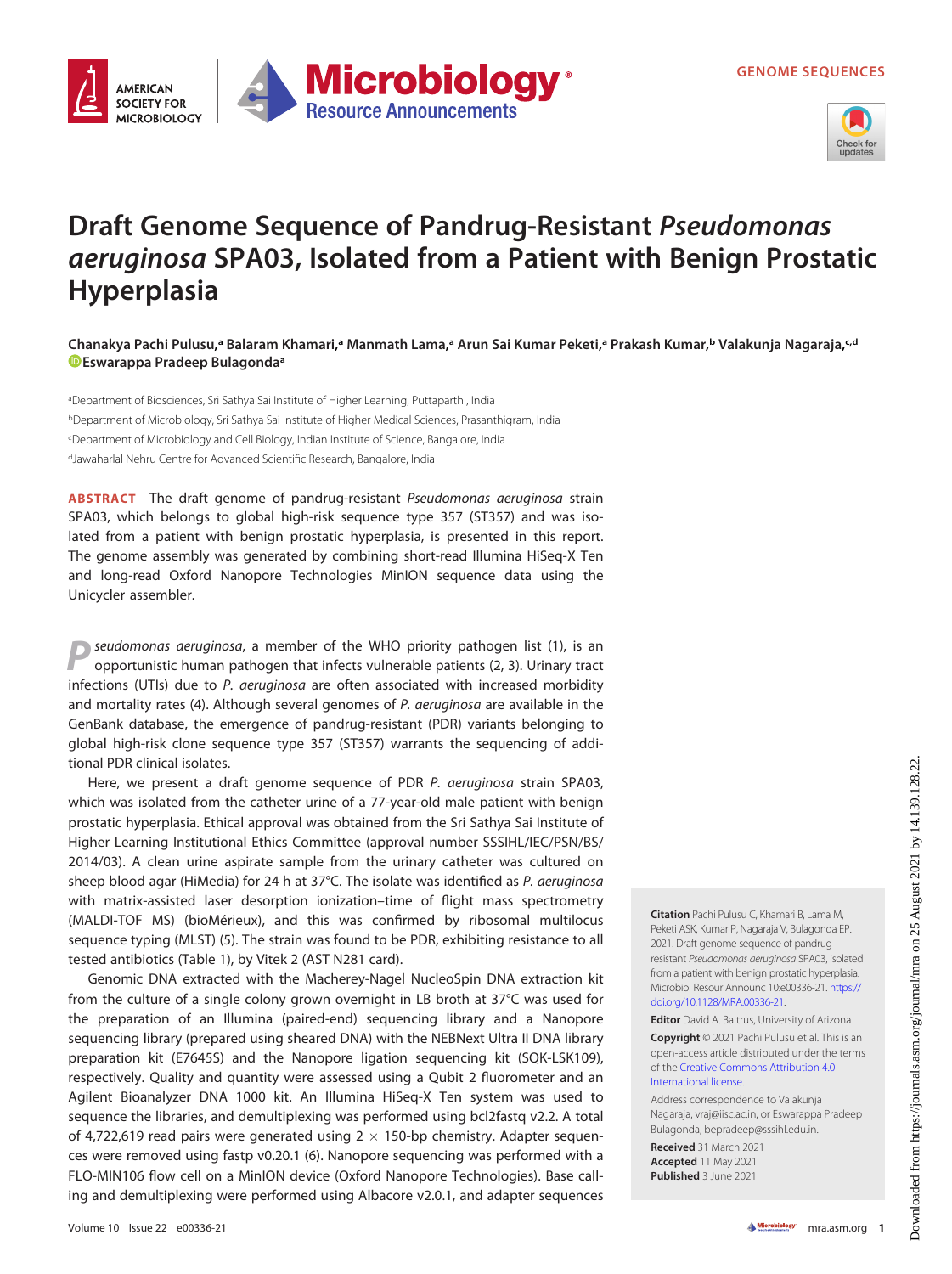GENOME SEQUENCES

# Draft Genome Sequence of Pandrug-Resistant *Pseudomonas aeruginosa* SPA03, Isolated from a Patient with Benign Prostatic Hyperplasia

**Chanakya Pachi Pulusu,[a] Balaram Khamari,[a] Manmath Lama,[a] Arun Sai Kumar Peketi,[a] Prakash Kumar,[b] Valakunja Nagaraja,[c,d] Eswarappa Pradeep Bulagonda[a]**

[a]Department of Biosciences, Sri Sathya Sai Institute of Higher Learning, Puttaparthi, India

[b]Department of Microbiology, Sri Sathya Sai Institute of Higher Medical Sciences, Prasanthigram, India

[c]Department of Microbiology and Cell Biology, Indian Institute of Science, Bangalore, India

[d]Jawaharlal Nehru Centre for Advanced Scientific Research, Bangalore, India

**ABSTRACT** The draft genome of pandrug-resistant *Pseudomonas aeruginosa* strain SPA03, which belongs to global high-risk sequence type 357 (ST357) and was isolated from a patient with benign prostatic hyperplasia, is presented in this report. The genome assembly was generated by combining short-read Illumina HiSeq-X Ten and long-read Oxford Nanopore Technologies MinION sequence data using the Unicycler assembler.

*Pseudomonas aeruginosa*, a member of the WHO priority pathogen list (1), is an opportunistic human pathogen that infects vulnerable patients (2, 3). Urinary tract infections (UTIs) due to *P. aeruginosa* are often associated with increased morbidity and mortality rates (4). Although several genomes of *P. aeruginosa* are available in the GenBank database, the emergence of pandrug-resistant (PDR) variants belonging to global high-risk clone sequence type 357 (ST357) warrants the sequencing of additional PDR clinical isolates.

Here, we present a draft genome sequence of PDR *P. aeruginosa* strain SPA03, which was isolated from the catheter urine of a 77-year-old male patient with benign prostatic hyperplasia. Ethical approval was obtained from the Sri Sathya Sai Institute of Higher Learning Institutional Ethics Committee (approval number SSSIHL/IEC/PSN/BS/2014/03). A clean urine aspirate sample from the urinary catheter was cultured on sheep blood agar (HiMedia) for 24 h at 37°C. The isolate was identified as *P. aeruginosa* with matrix-assisted laser desorption ionization–time of flight mass spectrometry (MALDI-TOF MS) (bioMérieux), and this was confirmed by ribosomal multilocus sequence typing (MLST) (5). The strain was found to be PDR, exhibiting resistance to all tested antibiotics (Table 1), by Vitek 2 (AST N281 card).

Genomic DNA extracted with the Macherey-Nagel NucleoSpin DNA extraction kit from the culture of a single colony grown overnight in LB broth at 37°C was used for the preparation of an Illumina (paired-end) sequencing library and a Nanopore sequencing library (prepared using sheared DNA) with the NEBNext Ultra II DNA library preparation kit (E7645S) and the Nanopore ligation sequencing kit (SQK-LSK109), respectively. Quality and quantity were assessed using a Qubit 2 fluorometer and an Agilent Bioanalyzer DNA 1000 kit. An Illumina HiSeq-X Ten system was used to sequence the libraries, and demultiplexing was performed using bcl2fastq v2.2. A total of 4,722,619 read pairs were generated using 2 × 150-bp chemistry. Adapter sequences were removed using fastp v0.20.1 (6). Nanopore sequencing was performed with a FLO-MIN106 flow cell on a MinION device (Oxford Nanopore Technologies). Base calling and demultiplexing were performed using Albacore v2.0.1, and adapter sequences

**Citation** Pachi Pulusu C, Khamari B, Lama M, Peketi ASK, Kumar P, Nagaraja V, Bulagonda EP. 2021. Draft genome sequence of pandrug-resistant *Pseudomonas aeruginosa* SPA03, isolated from a patient with benign prostatic hyperplasia. Microbiol Resour Announc 10:e00336-21. https://doi.org/10.1128/MRA.00336-21.

**Editor** David A. Baltrus, University of Arizona

**Copyright** © 2021 Pachi Pulusu et al. This is an open-access article distributed under the terms of the Creative Commons Attribution 4.0 International license.

Address correspondence to Valakunja Nagaraja, vraj@iisc.ac.in, or Eswarappa Pradeep Bulagonda, bepradeep@sssihl.edu.in.

**Received** 31 March 2021
**Accepted** 11 May 2021
**Published** 3 June 2021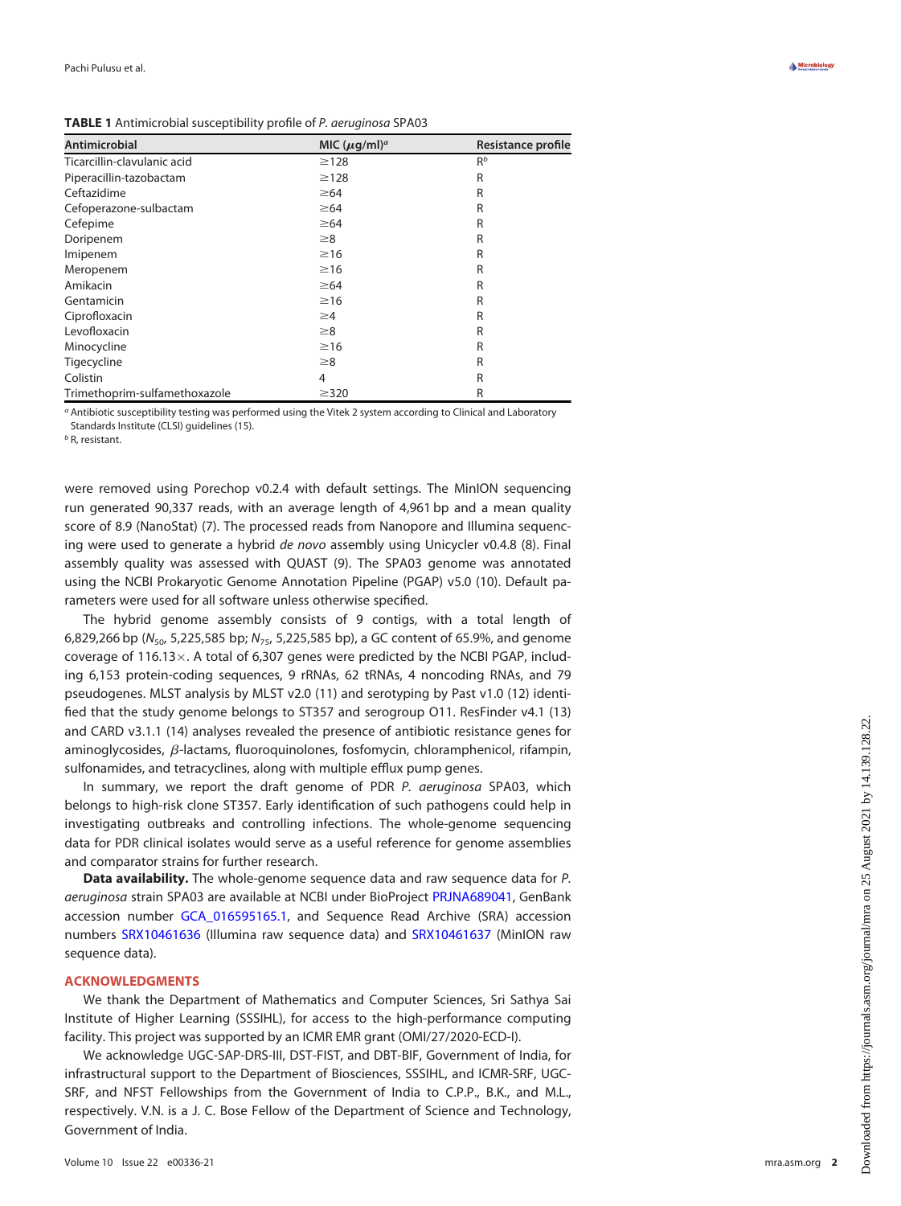**TABLE 1** Antimicrobial susceptibility profile of *P. aeruginosa* SPA03

| Antimicrobial | MIC (μg/ml)[a] | Resistance profile |
|---|---|---|
| Ticarcillin-clavulanic acid | ≥128 | R[b] |
| Piperacillin-tazobactam | ≥128 | R |
| Ceftazidime | ≥64 | R |
| Cefoperazone-sulbactam | ≥64 | R |
| Cefepime | ≥64 | R |
| Doripenem | ≥8 | R |
| Imipenem | ≥16 | R |
| Meropenem | ≥16 | R |
| Amikacin | ≥64 | R |
| Gentamicin | ≥16 | R |
| Ciprofloxacin | ≥4 | R |
| Levofloxacin | ≥8 | R |
| Minocycline | ≥16 | R |
| Tigecycline | ≥8 | R |
| Colistin | 4 | R |
| Trimethoprim-sulfamethoxazole | ≥320 | R |

[a] Antibiotic susceptibility testing was performed using the Vitek 2 system according to Clinical and Laboratory Standards Institute (CLSI) guidelines (15).
[b] R, resistant.

were removed using Porechop v0.2.4 with default settings. The MinION sequencing run generated 90,337 reads, with an average length of 4,961 bp and a mean quality score of 8.9 (NanoStat) (7). The processed reads from Nanopore and Illumina sequencing were used to generate a hybrid *de novo* assembly using Unicycler v0.4.8 (8). Final assembly quality was assessed with QUAST (9). The SPA03 genome was annotated using the NCBI Prokaryotic Genome Annotation Pipeline (PGAP) v5.0 (10). Default parameters were used for all software unless otherwise specified.

The hybrid genome assembly consists of 9 contigs, with a total length of 6,829,266 bp ($N_{50}$, 5,225,585 bp; $N_{75}$, 5,225,585 bp), a GC content of 65.9%, and genome coverage of 116.13×. A total of 6,307 genes were predicted by the NCBI PGAP, including 6,153 protein-coding sequences, 9 rRNAs, 62 tRNAs, 4 noncoding RNAs, and 79 pseudogenes. MLST analysis by MLST v2.0 (11) and serotyping by Past v1.0 (12) identified that the study genome belongs to ST357 and serogroup O11. ResFinder v4.1 (13) and CARD v3.1.1 (14) analyses revealed the presence of antibiotic resistance genes for aminoglycosides, β-lactams, fluoroquinolones, fosfomycin, chloramphenicol, rifampin, sulfonamides, and tetracyclines, along with multiple efflux pump genes.

In summary, we report the draft genome of PDR *P. aeruginosa* SPA03, which belongs to high-risk clone ST357. Early identification of such pathogens could help in investigating outbreaks and controlling infections. The whole-genome sequencing data for PDR clinical isolates would serve as a useful reference for genome assemblies and comparator strains for further research.

**Data availability.** The whole-genome sequence data and raw sequence data for *P. aeruginosa* strain SPA03 are available at NCBI under BioProject PRJNA689041, GenBank accession number GCA_016595165.1, and Sequence Read Archive (SRA) accession numbers SRX10461636 (Illumina raw sequence data) and SRX10461637 (MinION raw sequence data).

## ACKNOWLEDGMENTS

We thank the Department of Mathematics and Computer Sciences, Sri Sathya Sai Institute of Higher Learning (SSSIHL), for access to the high-performance computing facility. This project was supported by an ICMR EMR grant (OMI/27/2020-ECD-I).

We acknowledge UGC-SAP-DRS-III, DST-FIST, and DBT-BIF, Government of India, for infrastructural support to the Department of Biosciences, SSSIHL, and ICMR-SRF, UGC-SRF, and NFST Fellowships from the Government of India to C.P.P., B.K., and M.L., respectively. V.N. is a J. C. Bose Fellow of the Department of Science and Technology, Government of India.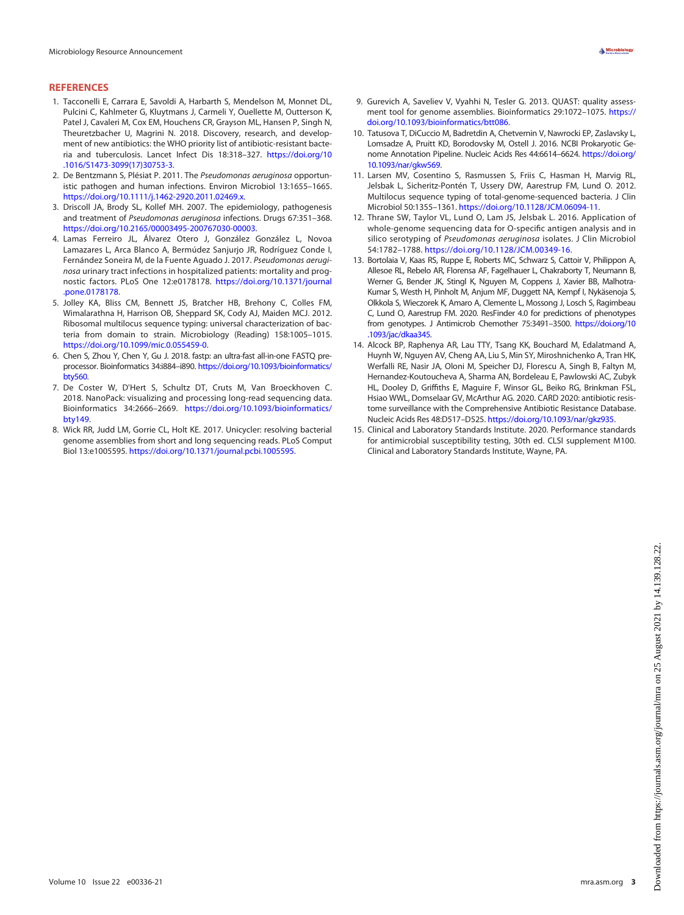## REFERENCES

1. Tacconelli E, Carrara E, Savoldi A, Harbarth S, Mendelson M, Monnet DL, Pulcini C, Kahlmeter G, Kluytmans J, Carmeli Y, Ouellette M, Outterson K, Patel J, Cavaleri M, Cox EM, Houchens CR, Grayson ML, Hansen P, Singh N, Theuretzbacher U, Magrini N. 2018. Discovery, research, and development of new antibiotics: the WHO priority list of antibiotic-resistant bacteria and tuberculosis. Lancet Infect Dis 18:318–327. https://doi.org/10.1016/S1473-3099(17)30753-3.
2. De Bentzmann S, Plésiat P. 2011. The *Pseudomonas aeruginosa* opportunistic pathogen and human infections. Environ Microbiol 13:1655–1665. https://doi.org/10.1111/j.1462-2920.2011.02469.x.
3. Driscoll JA, Brody SL, Kollef MH. 2007. The epidemiology, pathogenesis and treatment of *Pseudomonas aeruginosa* infections. Drugs 67:351–368. https://doi.org/10.2165/00003495-200767030-00003.
4. Lamas Ferreiro JL, Álvarez Otero J, González González L, Novoa Lamazares L, Arca Blanco A, Bermúdez Sanjurjo JR, Rodríguez Conde I, Fernández Soneira M, de la Fuente Aguado J. 2017. *Pseudomonas aeruginosa* urinary tract infections in hospitalized patients: mortality and prognostic factors. PLoS One 12:e0178178. https://doi.org/10.1371/journal.pone.0178178.
5. Jolley KA, Bliss CM, Bennett JS, Bratcher HB, Brehony C, Colles FM, Wimalarathna H, Harrison OB, Sheppard SK, Cody AJ, Maiden MCJ. 2012. Ribosomal multilocus sequence typing: universal characterization of bacteria from domain to strain. Microbiology (Reading) 158:1005–1015. https://doi.org/10.1099/mic.0.055459-0.
6. Chen S, Zhou Y, Chen Y, Gu J. 2018. fastp: an ultra-fast all-in-one FASTQ preprocessor. Bioinformatics 34:i884–i890. https://doi.org/10.1093/bioinformatics/bty560.
7. De Coster W, D'Hert S, Schultz DT, Cruts M, Van Broeckhoven C. 2018. NanoPack: visualizing and processing long-read sequencing data. Bioinformatics 34:2666–2669. https://doi.org/10.1093/bioinformatics/bty149.
8. Wick RR, Judd LM, Gorrie CL, Holt KE. 2017. Unicycler: resolving bacterial genome assemblies from short and long sequencing reads. PLoS Comput Biol 13:e1005595. https://doi.org/10.1371/journal.pcbi.1005595.
9. Gurevich A, Saveliev V, Vyahhi N, Tesler G. 2013. QUAST: quality assessment tool for genome assemblies. Bioinformatics 29:1072–1075. https://doi.org/10.1093/bioinformatics/btt086.
10. Tatusova T, DiCuccio M, Badretdin A, Chetvernin V, Nawrocki EP, Zaslavsky L, Lomsadze A, Pruitt KD, Borodovsky M, Ostell J. 2016. NCBI Prokaryotic Genome Annotation Pipeline. Nucleic Acids Res 44:6614–6624. https://doi.org/10.1093/nar/gkw569.
11. Larsen MV, Cosentino S, Rasmussen S, Friis C, Hasman H, Marvig RL, Jelsbak L, Sicheritz-Pontén T, Ussery DW, Aarestrup FM, Lund O. 2012. Multilocus sequence typing of total-genome-sequenced bacteria. J Clin Microbiol 50:1355–1361. https://doi.org/10.1128/JCM.06094-11.
12. Thrane SW, Taylor VL, Lund O, Lam JS, Jelsbak L. 2016. Application of whole-genome sequencing data for O-specific antigen analysis and in silico serotyping of *Pseudomonas aeruginosa* isolates. J Clin Microbiol 54:1782–1788. https://doi.org/10.1128/JCM.00349-16.
13. Bortolaia V, Kaas RS, Ruppe E, Roberts MC, Schwarz S, Cattoir V, Philippon A, Allesoe RL, Rebelo AR, Florensa AF, Fagelhauer L, Chakraborty T, Neumann B, Werner G, Bender JK, Stingl K, Nguyen M, Coppens J, Xavier BB, Malhotra-Kumar S, Westh H, Pinholt M, Anjum MF, Duggett NA, Kempf I, Nykäsenoja S, Olkkola S, Wieczorek K, Amaro A, Clemente L, Mossong J, Losch S, Ragimbeau C, Lund O, Aarestrup FM. 2020. ResFinder 4.0 for predictions of phenotypes from genotypes. J Antimicrob Chemother 75:3491–3500. https://doi.org/10.1093/jac/dkaa345.
14. Alcock BP, Raphenya AR, Lau TTY, Tsang KK, Bouchard M, Edalatmand A, Huynh W, Nguyen AV, Cheng AA, Liu S, Min SY, Miroshnichenko A, Tran HK, Werfalli RE, Nasir JA, Oloni M, Speicher DJ, Florescu A, Singh B, Faltyn M, Hernandez-Koutoucheva A, Sharma AN, Bordeleau E, Pawlowski AC, Zubyk HL, Dooley D, Griffiths E, Maguire F, Winsor GL, Beiko RG, Brinkman FSL, Hsiao WWL, Domselaar GV, McArthur AG. 2020. CARD 2020: antibiotic resistome surveillance with the Comprehensive Antibiotic Resistance Database. Nucleic Acids Res 48:D517–D525. https://doi.org/10.1093/nar/gkz935.
15. Clinical and Laboratory Standards Institute. 2020. Performance standards for antimicrobial susceptibility testing, 30th ed. CLSI supplement M100. Clinical and Laboratory Standards Institute, Wayne, PA.